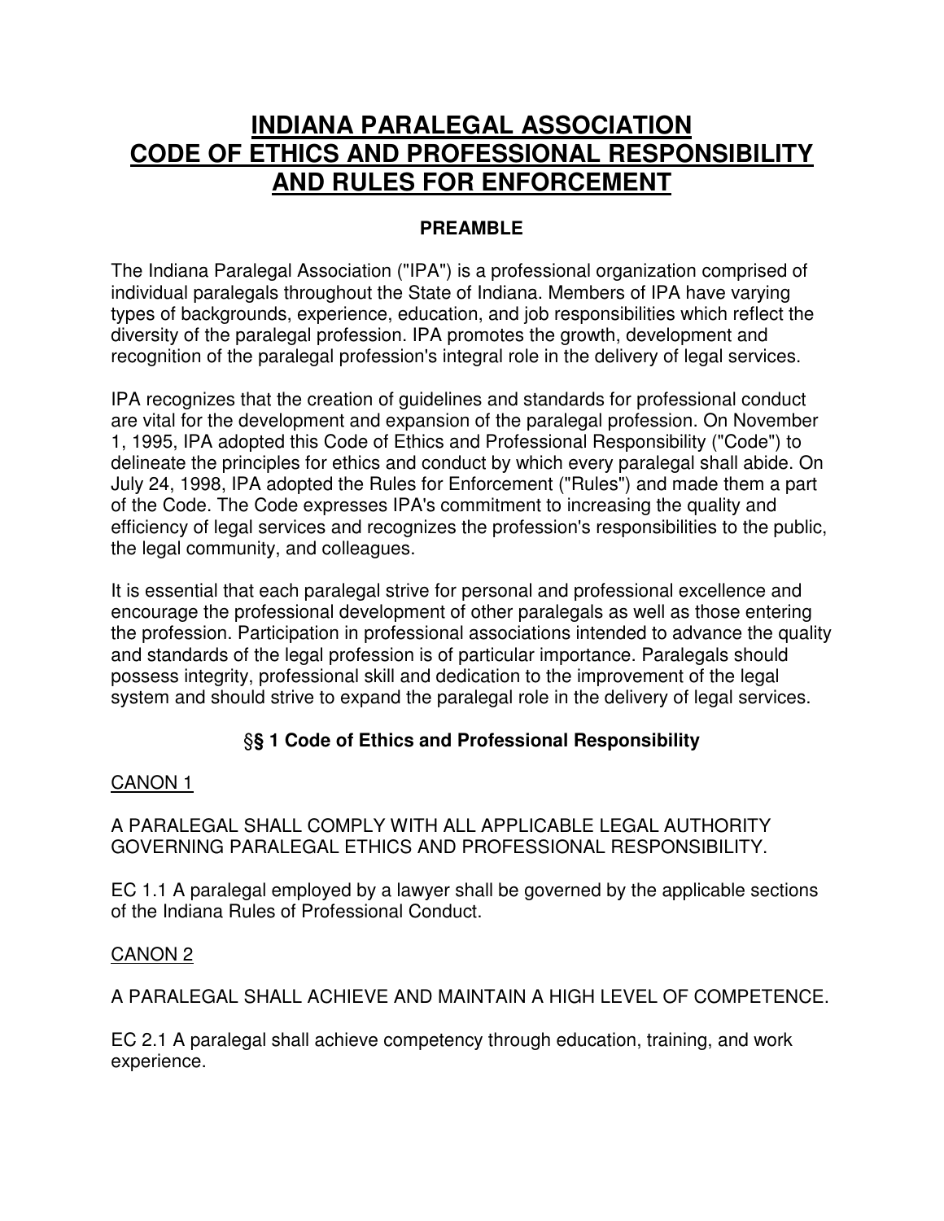# INDIANA PARALEGAL ASSOCIATION CODE OF ETHICS AND PROFESSIONAL RESPONSIBILITY AND RULES FOR ENFORCEMENT

## PREAMBLE

The Indiana Paralegal Association ("IPA") is a professional organization comprised of individual paralegals throughout the State of Indiana. Members of IPA have varying types of backgrounds, experience, education, and job responsibilities which reflect the diversity of the paralegal profession. IPA promotes the growth, development and recognition of the paralegal profession's integral role in the delivery of legal services.

IPA recognizes that the creation of guidelines and standards for professional conduct are vital for the development and expansion of the paralegal profession. On November 1, 1995, IPA adopted this Code of Ethics and Professional Responsibility ("Code") to delineate the principles for ethics and conduct by which every paralegal shall abide. On July 24, 1998, IPA adopted the Rules for Enforcement ("Rules") and made them a part of the Code. The Code expresses IPA's commitment to increasing the quality and efficiency of legal services and recognizes the profession's responsibilities to the public, the legal community, and colleagues.

It is essential that each paralegal strive for personal and professional excellence and encourage the professional development of other paralegals as well as those entering the profession. Participation in professional associations intended to advance the quality and standards of the legal profession is of particular importance. Paralegals should possess integrity, professional skill and dedication to the improvement of the legal system and should strive to expand the paralegal role in the delivery of legal services.

## §§ 1 Code of Ethics and Professional Responsibility

CANON 1

A PARALEGAL SHALL COMPLY WITH ALL APPLICABLE LEGAL AUTHORITY GOVERNING PARALEGAL ETHICS AND PROFESSIONAL RESPONSIBILITY.

EC 1.1 A paralegal employed by a lawyer shall be governed by the applicable sections of the Indiana Rules of Professional Conduct.

CANON 2

A PARALEGAL SHALL ACHIEVE AND MAINTAIN A HIGH LEVEL OF COMPETENCE.

EC 2.1 A paralegal shall achieve competency through education, training, and work experience.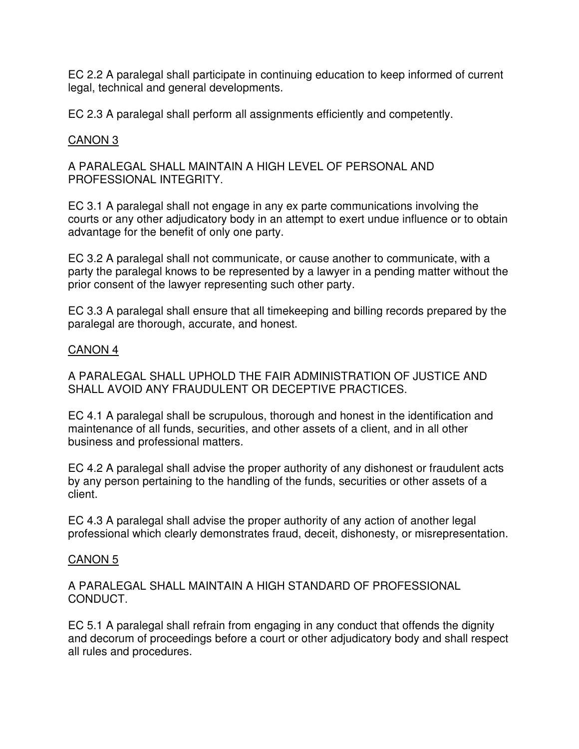EC 2.2 A paralegal shall participate in continuing education to keep informed of current legal, technical and general developments.

EC 2.3 A paralegal shall perform all assignments efficiently and competently.

## CANON 3

A PARALEGAL SHALL MAINTAIN A HIGH LEVEL OF PERSONAL AND PROFESSIONAL INTEGRITY.

EC 3.1 A paralegal shall not engage in any ex parte communications involving the courts or any other adjudicatory body in an attempt to exert undue influence or to obtain advantage for the benefit of only one party.

EC 3.2 A paralegal shall not communicate, or cause another to communicate, with a party the paralegal knows to be represented by a lawyer in a pending matter without the prior consent of the lawyer representing such other party.

EC 3.3 A paralegal shall ensure that all timekeeping and billing records prepared by the paralegal are thorough, accurate, and honest.

## CANON 4

A PARALEGAL SHALL UPHOLD THE FAIR ADMINISTRATION OF JUSTICE AND SHALL AVOID ANY FRAUDULENT OR DECEPTIVE PRACTICES.

EC 4.1 A paralegal shall be scrupulous, thorough and honest in the identification and maintenance of all funds, securities, and other assets of a client, and in all other business and professional matters.

EC 4.2 A paralegal shall advise the proper authority of any dishonest or fraudulent acts by any person pertaining to the handling of the funds, securities or other assets of a client.

EC 4.3 A paralegal shall advise the proper authority of any action of another legal professional which clearly demonstrates fraud, deceit, dishonesty, or misrepresentation.

## CANON 5

A PARALEGAL SHALL MAINTAIN A HIGH STANDARD OF PROFESSIONAL CONDUCT.

EC 5.1 A paralegal shall refrain from engaging in any conduct that offends the dignity and decorum of proceedings before a court or other adjudicatory body and shall respect all rules and procedures.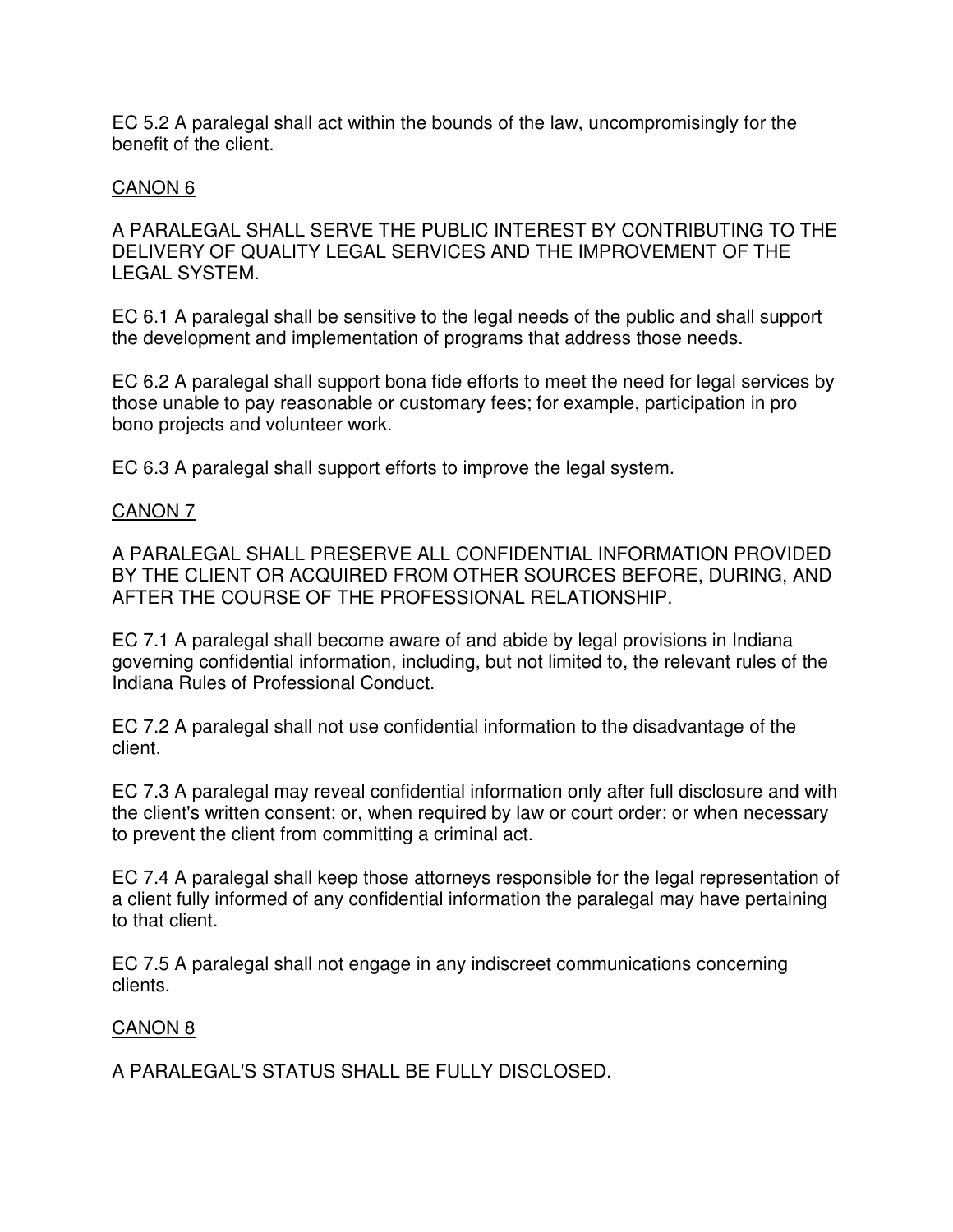EC 5.2 A paralegal shall act within the bounds of the law, uncompromisingly for the benefit of the client.

## CANON 6

A PARALEGAL SHALL SERVE THE PUBLIC INTEREST BY CONTRIBUTING TO THE DELIVERY OF QUALITY LEGAL SERVICES AND THE IMPROVEMENT OF THE LEGAL SYSTEM.

EC 6.1 A paralegal shall be sensitive to the legal needs of the public and shall support the development and implementation of programs that address those needs.

EC 6.2 A paralegal shall support bona fide efforts to meet the need for legal services by those unable to pay reasonable or customary fees; for example, participation in pro bono projects and volunteer work.

EC 6.3 A paralegal shall support efforts to improve the legal system.

## CANON 7

A PARALEGAL SHALL PRESERVE ALL CONFIDENTIAL INFORMATION PROVIDED BY THE CLIENT OR ACQUIRED FROM OTHER SOURCES BEFORE, DURING, AND AFTER THE COURSE OF THE PROFESSIONAL RELATIONSHIP.

EC 7.1 A paralegal shall become aware of and abide by legal provisions in Indiana governing confidential information, including, but not limited to, the relevant rules of the Indiana Rules of Professional Conduct.

EC 7.2 A paralegal shall not use confidential information to the disadvantage of the client.

EC 7.3 A paralegal may reveal confidential information only after full disclosure and with the client's written consent; or, when required by law or court order; or when necessary to prevent the client from committing a criminal act.

EC 7.4 A paralegal shall keep those attorneys responsible for the legal representation of a client fully informed of any confidential information the paralegal may have pertaining to that client.

EC 7.5 A paralegal shall not engage in any indiscreet communications concerning clients.

## CANON 8

A PARALEGAL'S STATUS SHALL BE FULLY DISCLOSED.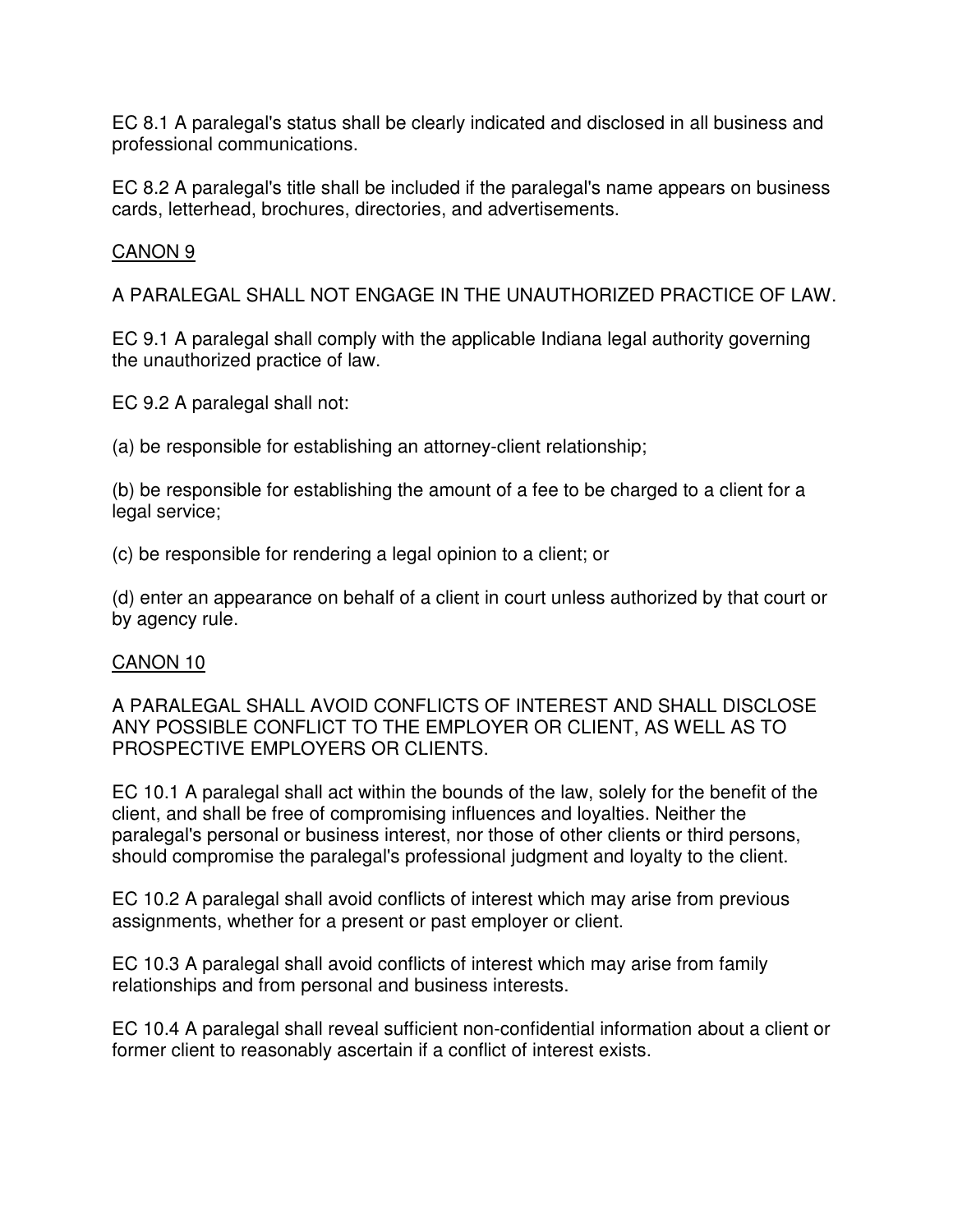EC 8.1 A paralegal's status shall be clearly indicated and disclosed in all business and professional communications.

EC 8.2 A paralegal's title shall be included if the paralegal's name appears on business cards, letterhead, brochures, directories, and advertisements.

## CANON 9

A PARALEGAL SHALL NOT ENGAGE IN THE UNAUTHORIZED PRACTICE OF LAW.

EC 9.1 A paralegal shall comply with the applicable Indiana legal authority governing the unauthorized practice of law.

EC 9.2 A paralegal shall not:

(a) be responsible for establishing an attorney-client relationship;

(b) be responsible for establishing the amount of a fee to be charged to a client for a legal service;

(c) be responsible for rendering a legal opinion to a client; or

(d) enter an appearance on behalf of a client in court unless authorized by that court or by agency rule.

## CANON 10

A PARALEGAL SHALL AVOID CONFLICTS OF INTEREST AND SHALL DISCLOSE ANY POSSIBLE CONFLICT TO THE EMPLOYER OR CLIENT, AS WELL AS TO PROSPECTIVE EMPLOYERS OR CLIENTS.

EC 10.1 A paralegal shall act within the bounds of the law, solely for the benefit of the client, and shall be free of compromising influences and loyalties. Neither the paralegal's personal or business interest, nor those of other clients or third persons, should compromise the paralegal's professional judgment and loyalty to the client.

EC 10.2 A paralegal shall avoid conflicts of interest which may arise from previous assignments, whether for a present or past employer or client.

EC 10.3 A paralegal shall avoid conflicts of interest which may arise from family relationships and from personal and business interests.

EC 10.4 A paralegal shall reveal sufficient non-confidential information about a client or former client to reasonably ascertain if a conflict of interest exists.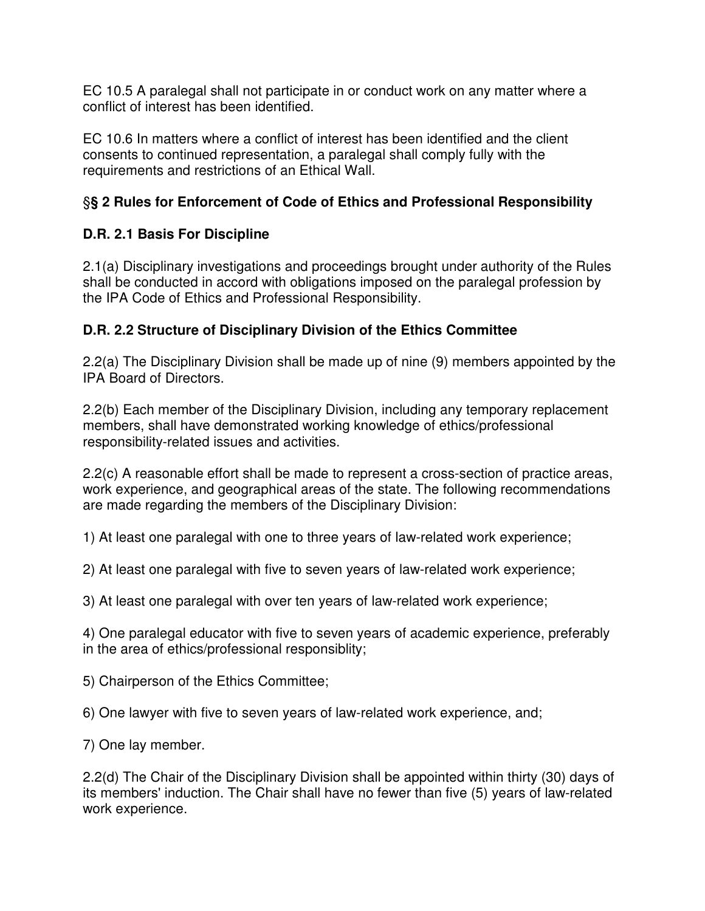EC 10.5 A paralegal shall not participate in or conduct work on any matter where a conflict of interest has been identified.

EC 10.6 In matters where a conflict of interest has been identified and the client consents to continued representation, a paralegal shall comply fully with the requirements and restrictions of an Ethical Wall.

## §§ 2 Rules for Enforcement of Code of Ethics and Professional Responsibility

### D.R. 2.1 Basis For Discipline

2.1(a) Disciplinary investigations and proceedings brought under authority of the Rules shall be conducted in accord with obligations imposed on the paralegal profession by the IPA Code of Ethics and Professional Responsibility.

### D.R. 2.2 Structure of Disciplinary Division of the Ethics Committee

2.2(a) The Disciplinary Division shall be made up of nine (9) members appointed by the IPA Board of Directors.

2.2(b) Each member of the Disciplinary Division, including any temporary replacement members, shall have demonstrated working knowledge of ethics/professional responsibility-related issues and activities.

2.2(c) A reasonable effort shall be made to represent a cross-section of practice areas, work experience, and geographical areas of the state. The following recommendations are made regarding the members of the Disciplinary Division:

1) At least one paralegal with one to three years of law-related work experience;

2) At least one paralegal with five to seven years of law-related work experience;

3) At least one paralegal with over ten years of law-related work experience;

4) One paralegal educator with five to seven years of academic experience, preferably in the area of ethics/professional responsiblity;

5) Chairperson of the Ethics Committee;

6) One lawyer with five to seven years of law-related work experience, and;

7) One lay member.

2.2(d) The Chair of the Disciplinary Division shall be appointed within thirty (30) days of its members' induction. The Chair shall have no fewer than five (5) years of law-related work experience.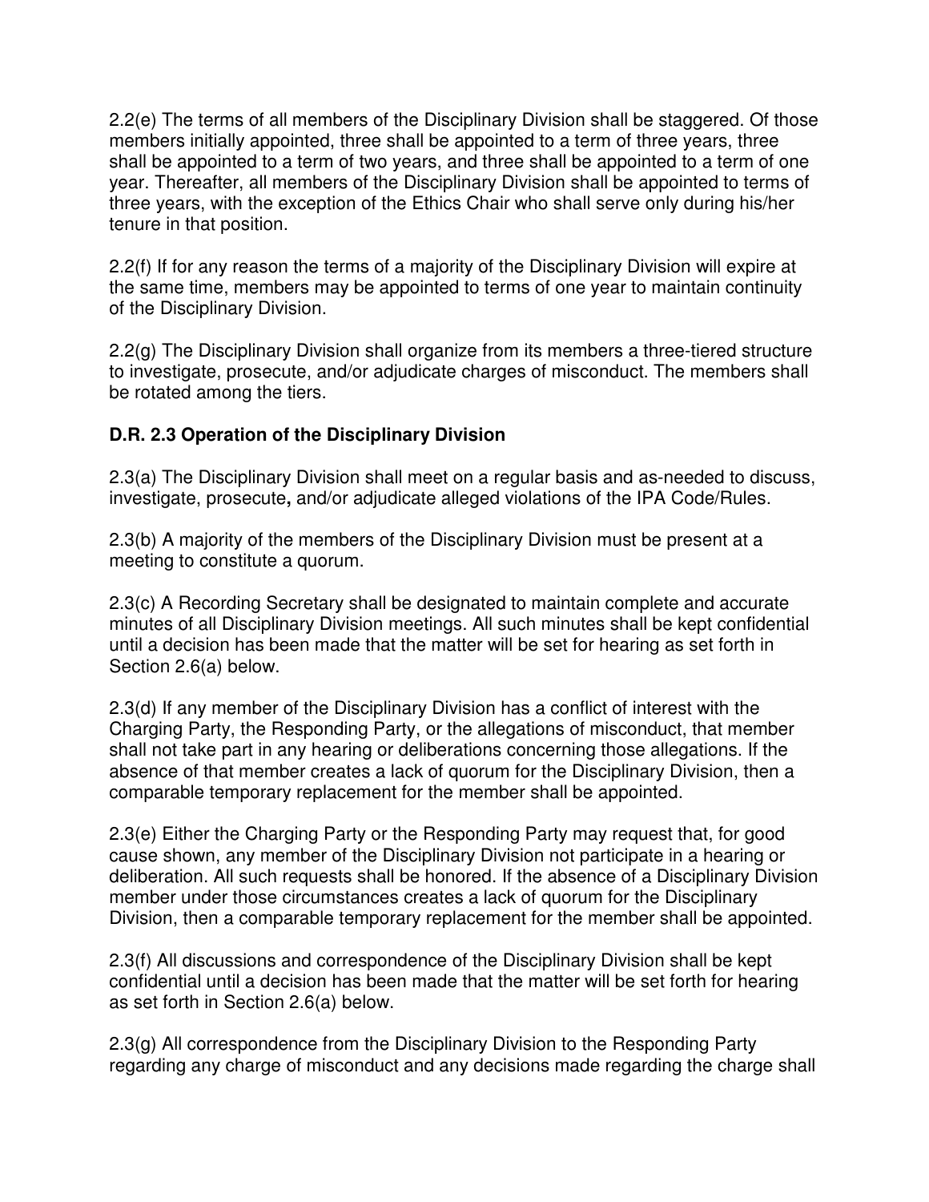2.2(e) The terms of all members of the Disciplinary Division shall be staggered. Of those members initially appointed, three shall be appointed to a term of three years, three shall be appointed to a term of two years, and three shall be appointed to a term of one year. Thereafter, all members of the Disciplinary Division shall be appointed to terms of three years, with the exception of the Ethics Chair who shall serve only during his/her tenure in that position.

2.2(f) If for any reason the terms of a majority of the Disciplinary Division will expire at the same time, members may be appointed to terms of one year to maintain continuity of the Disciplinary Division.

2.2(g) The Disciplinary Division shall organize from its members a three-tiered structure to investigate, prosecute, and/or adjudicate charges of misconduct. The members shall be rotated among the tiers.

### D.R. 2.3 Operation of the Disciplinary Division

2.3(a) The Disciplinary Division shall meet on a regular basis and as-needed to discuss, investigate, prosecute**,** and/or adjudicate alleged violations of the IPA Code/Rules.

2.3(b) A majority of the members of the Disciplinary Division must be present at a meeting to constitute a quorum.

2.3(c) A Recording Secretary shall be designated to maintain complete and accurate minutes of all Disciplinary Division meetings. All such minutes shall be kept confidential until a decision has been made that the matter will be set for hearing as set forth in Section 2.6(a) below.

2.3(d) If any member of the Disciplinary Division has a conflict of interest with the Charging Party, the Responding Party, or the allegations of misconduct, that member shall not take part in any hearing or deliberations concerning those allegations. If the absence of that member creates a lack of quorum for the Disciplinary Division, then a comparable temporary replacement for the member shall be appointed.

2.3(e) Either the Charging Party or the Responding Party may request that, for good cause shown, any member of the Disciplinary Division not participate in a hearing or deliberation. All such requests shall be honored. If the absence of a Disciplinary Division member under those circumstances creates a lack of quorum for the Disciplinary Division, then a comparable temporary replacement for the member shall be appointed.

2.3(f) All discussions and correspondence of the Disciplinary Division shall be kept confidential until a decision has been made that the matter will be set forth for hearing as set forth in Section 2.6(a) below.

2.3(g) All correspondence from the Disciplinary Division to the Responding Party regarding any charge of misconduct and any decisions made regarding the charge shall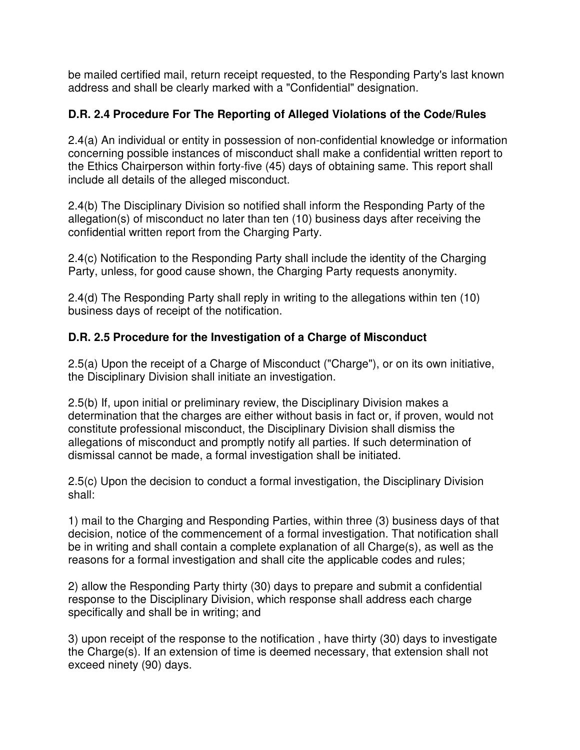be mailed certified mail, return receipt requested, to the Responding Party's last known address and shall be clearly marked with a "Confidential" designation.

### D.R. 2.4 Procedure For The Reporting of Alleged Violations of the Code/Rules

2.4(a) An individual or entity in possession of non-confidential knowledge or information concerning possible instances of misconduct shall make a confidential written report to the Ethics Chairperson within forty-five (45) days of obtaining same. This report shall include all details of the alleged misconduct.

2.4(b) The Disciplinary Division so notified shall inform the Responding Party of the allegation(s) of misconduct no later than ten (10) business days after receiving the confidential written report from the Charging Party.

2.4(c) Notification to the Responding Party shall include the identity of the Charging Party, unless, for good cause shown, the Charging Party requests anonymity.

2.4(d) The Responding Party shall reply in writing to the allegations within ten (10) business days of receipt of the notification.

### D.R. 2.5 Procedure for the Investigation of a Charge of Misconduct

2.5(a) Upon the receipt of a Charge of Misconduct ("Charge"), or on its own initiative, the Disciplinary Division shall initiate an investigation.

2.5(b) If, upon initial or preliminary review, the Disciplinary Division makes a determination that the charges are either without basis in fact or, if proven, would not constitute professional misconduct, the Disciplinary Division shall dismiss the allegations of misconduct and promptly notify all parties. If such determination of dismissal cannot be made, a formal investigation shall be initiated.

2.5(c) Upon the decision to conduct a formal investigation, the Disciplinary Division shall:

1) mail to the Charging and Responding Parties, within three (3) business days of that decision, notice of the commencement of a formal investigation. That notification shall be in writing and shall contain a complete explanation of all Charge(s), as well as the reasons for a formal investigation and shall cite the applicable codes and rules;

2) allow the Responding Party thirty (30) days to prepare and submit a confidential response to the Disciplinary Division, which response shall address each charge specifically and shall be in writing; and

3) upon receipt of the response to the notification , have thirty (30) days to investigate the Charge(s). If an extension of time is deemed necessary, that extension shall not exceed ninety (90) days.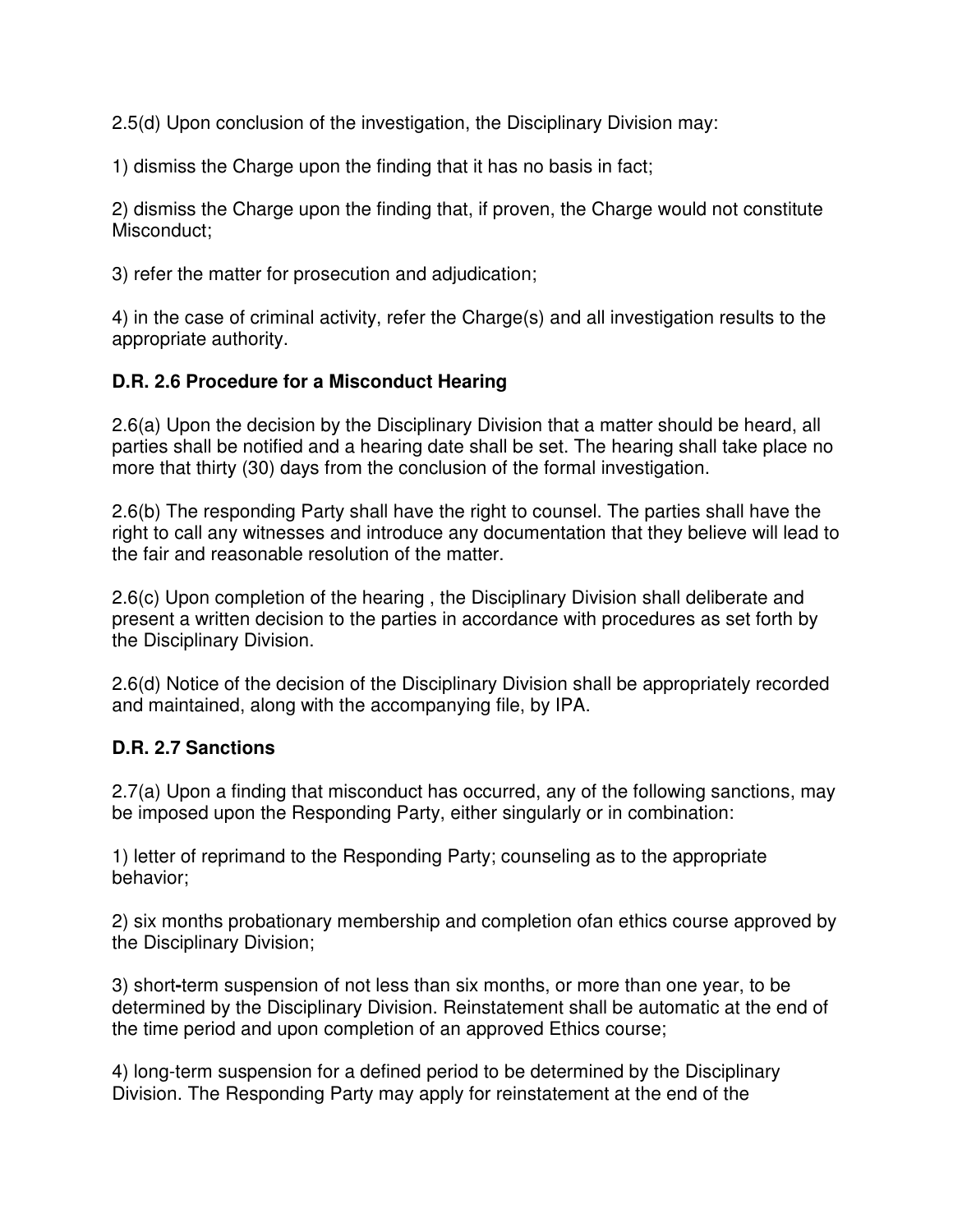2.5(d) Upon conclusion of the investigation, the Disciplinary Division may:

1) dismiss the Charge upon the finding that it has no basis in fact;

2) dismiss the Charge upon the finding that, if proven, the Charge would not constitute Misconduct;

3) refer the matter for prosecution and adjudication;

4) in the case of criminal activity, refer the Charge(s) and all investigation results to the appropriate authority.

### D.R. 2.6 Procedure for a Misconduct Hearing

2.6(a) Upon the decision by the Disciplinary Division that a matter should be heard, all parties shall be notified and a hearing date shall be set. The hearing shall take place no more that thirty (30) days from the conclusion of the formal investigation.

2.6(b) The responding Party shall have the right to counsel. The parties shall have the right to call any witnesses and introduce any documentation that they believe will lead to the fair and reasonable resolution of the matter.

2.6(c) Upon completion of the hearing , the Disciplinary Division shall deliberate and present a written decision to the parties in accordance with procedures as set forth by the Disciplinary Division.

2.6(d) Notice of the decision of the Disciplinary Division shall be appropriately recorded and maintained, along with the accompanying file, by IPA.

### D.R. 2.7 Sanctions

2.7(a) Upon a finding that misconduct has occurred, any of the following sanctions, may be imposed upon the Responding Party, either singularly or in combination:

1) letter of reprimand to the Responding Party; counseling as to the appropriate behavior;

2) six months probationary membership and completion ofan ethics course approved by the Disciplinary Division;

3) short-term suspension of not less than six months, or more than one year, to be determined by the Disciplinary Division. Reinstatement shall be automatic at the end of the time period and upon completion of an approved Ethics course;

4) long-term suspension for a defined period to be determined by the Disciplinary Division. The Responding Party may apply for reinstatement at the end of the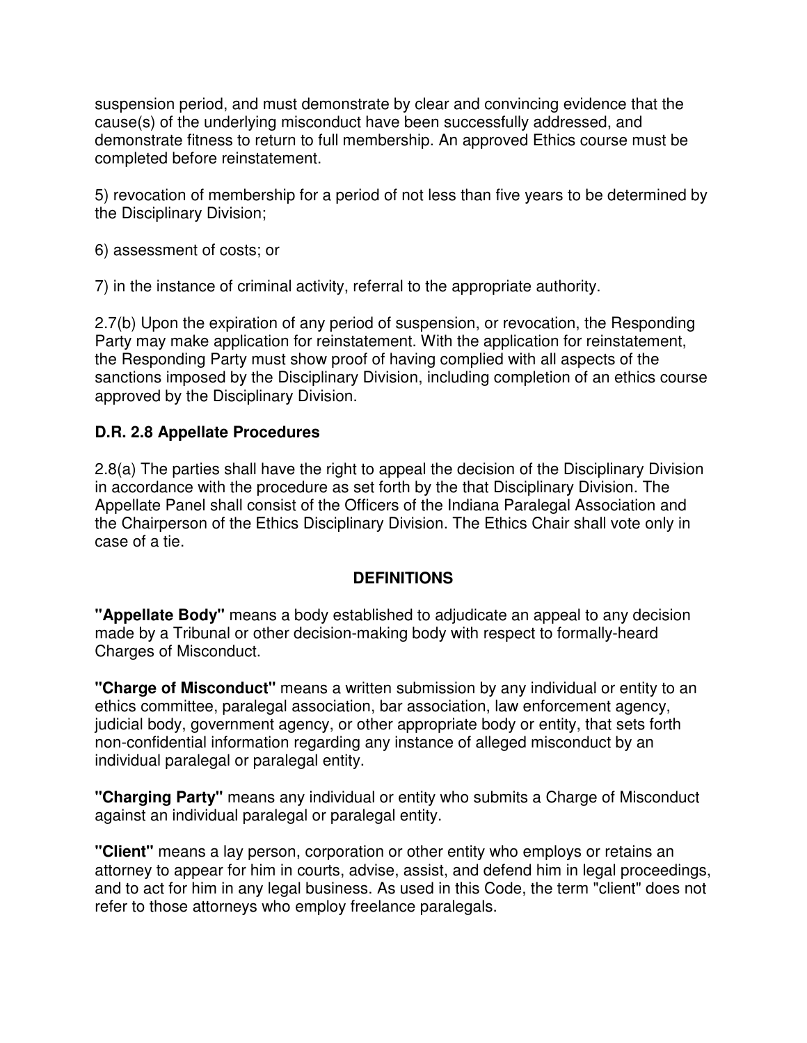suspension period, and must demonstrate by clear and convincing evidence that the cause(s) of the underlying misconduct have been successfully addressed, and demonstrate fitness to return to full membership. An approved Ethics course must be completed before reinstatement.

5) revocation of membership for a period of not less than five years to be determined by the Disciplinary Division;

6) assessment of costs; or

7) in the instance of criminal activity, referral to the appropriate authority.

2.7(b) Upon the expiration of any period of suspension, or revocation, the Responding Party may make application for reinstatement. With the application for reinstatement, the Responding Party must show proof of having complied with all aspects of the sanctions imposed by the Disciplinary Division, including completion of an ethics course approved by the Disciplinary Division.

### D.R. 2.8 Appellate Procedures

2.8(a) The parties shall have the right to appeal the decision of the Disciplinary Division in accordance with the procedure as set forth by the that Disciplinary Division. The Appellate Panel shall consist of the Officers of the Indiana Paralegal Association and the Chairperson of the Ethics Disciplinary Division. The Ethics Chair shall vote only in case of a tie.

## DEFINITIONS

**"Appellate Body"** means a body established to adjudicate an appeal to any decision made by a Tribunal or other decision-making body with respect to formally-heard Charges of Misconduct.

**"Charge of Misconduct"** means a written submission by any individual or entity to an ethics committee, paralegal association, bar association, law enforcement agency, judicial body, government agency, or other appropriate body or entity, that sets forth non-confidential information regarding any instance of alleged misconduct by an individual paralegal or paralegal entity.

**"Charging Party"** means any individual or entity who submits a Charge of Misconduct against an individual paralegal or paralegal entity.

**"Client"** means a lay person, corporation or other entity who employs or retains an attorney to appear for him in courts, advise, assist, and defend him in legal proceedings, and to act for him in any legal business. As used in this Code, the term "client" does not refer to those attorneys who employ freelance paralegals.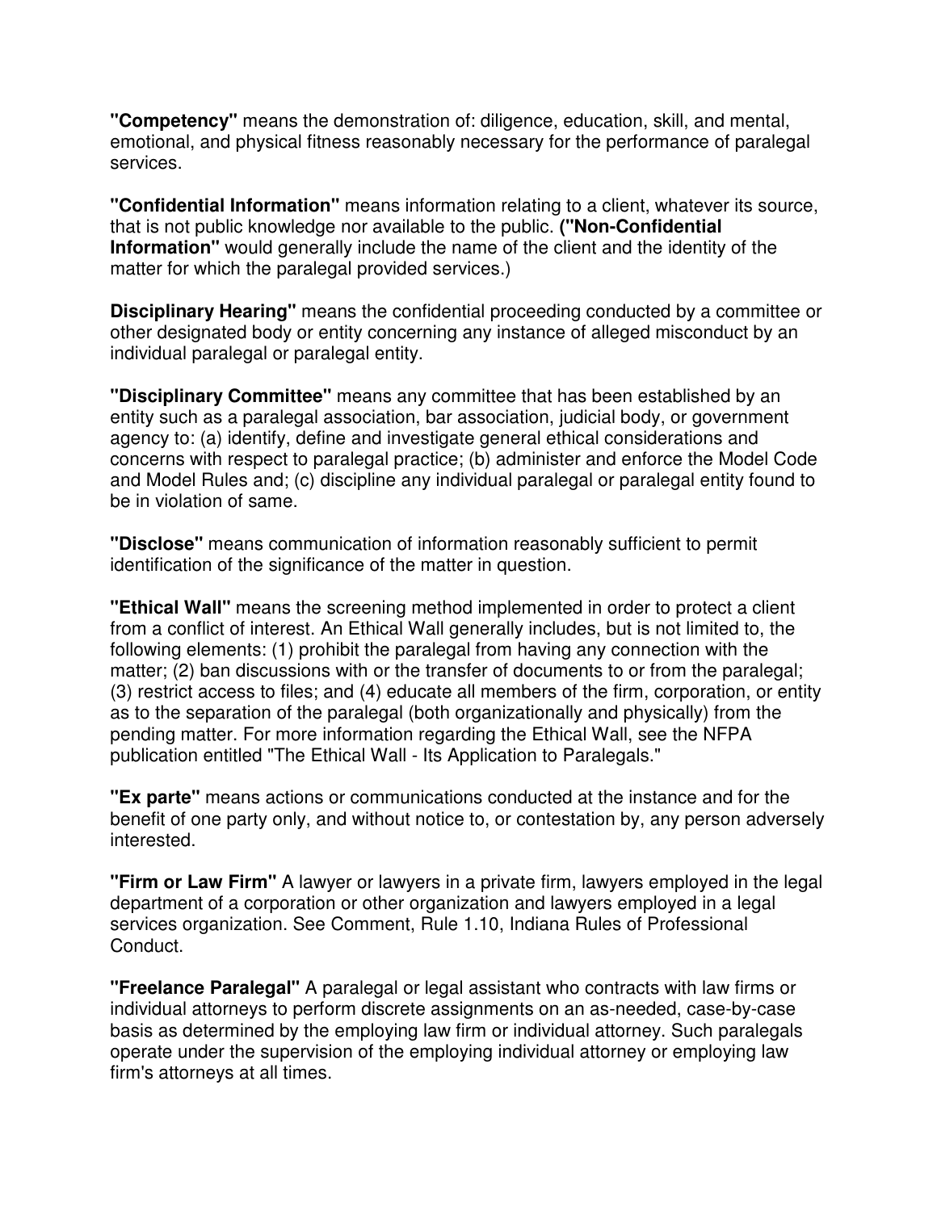**"Competency"** means the demonstration of: diligence, education, skill, and mental, emotional, and physical fitness reasonably necessary for the performance of paralegal services.

**"Confidential Information"** means information relating to a client, whatever its source, that is not public knowledge nor available to the public. **("Non-Confidential Information"** would generally include the name of the client and the identity of the matter for which the paralegal provided services.)

**Disciplinary Hearing"** means the confidential proceeding conducted by a committee or other designated body or entity concerning any instance of alleged misconduct by an individual paralegal or paralegal entity.

**"Disciplinary Committee"** means any committee that has been established by an entity such as a paralegal association, bar association, judicial body, or government agency to: (a) identify, define and investigate general ethical considerations and concerns with respect to paralegal practice; (b) administer and enforce the Model Code and Model Rules and; (c) discipline any individual paralegal or paralegal entity found to be in violation of same.

**"Disclose"** means communication of information reasonably sufficient to permit identification of the significance of the matter in question.

**"Ethical Wall"** means the screening method implemented in order to protect a client from a conflict of interest. An Ethical Wall generally includes, but is not limited to, the following elements: (1) prohibit the paralegal from having any connection with the matter; (2) ban discussions with or the transfer of documents to or from the paralegal; (3) restrict access to files; and (4) educate all members of the firm, corporation, or entity as to the separation of the paralegal (both organizationally and physically) from the pending matter. For more information regarding the Ethical Wall, see the NFPA publication entitled "The Ethical Wall - Its Application to Paralegals."

**"Ex parte"** means actions or communications conducted at the instance and for the benefit of one party only, and without notice to, or contestation by, any person adversely interested.

**"Firm or Law Firm"** A lawyer or lawyers in a private firm, lawyers employed in the legal department of a corporation or other organization and lawyers employed in a legal services organization. See Comment, Rule 1.10, Indiana Rules of Professional Conduct.

**"Freelance Paralegal"** A paralegal or legal assistant who contracts with law firms or individual attorneys to perform discrete assignments on an as-needed, case-by-case basis as determined by the employing law firm or individual attorney. Such paralegals operate under the supervision of the employing individual attorney or employing law firm's attorneys at all times.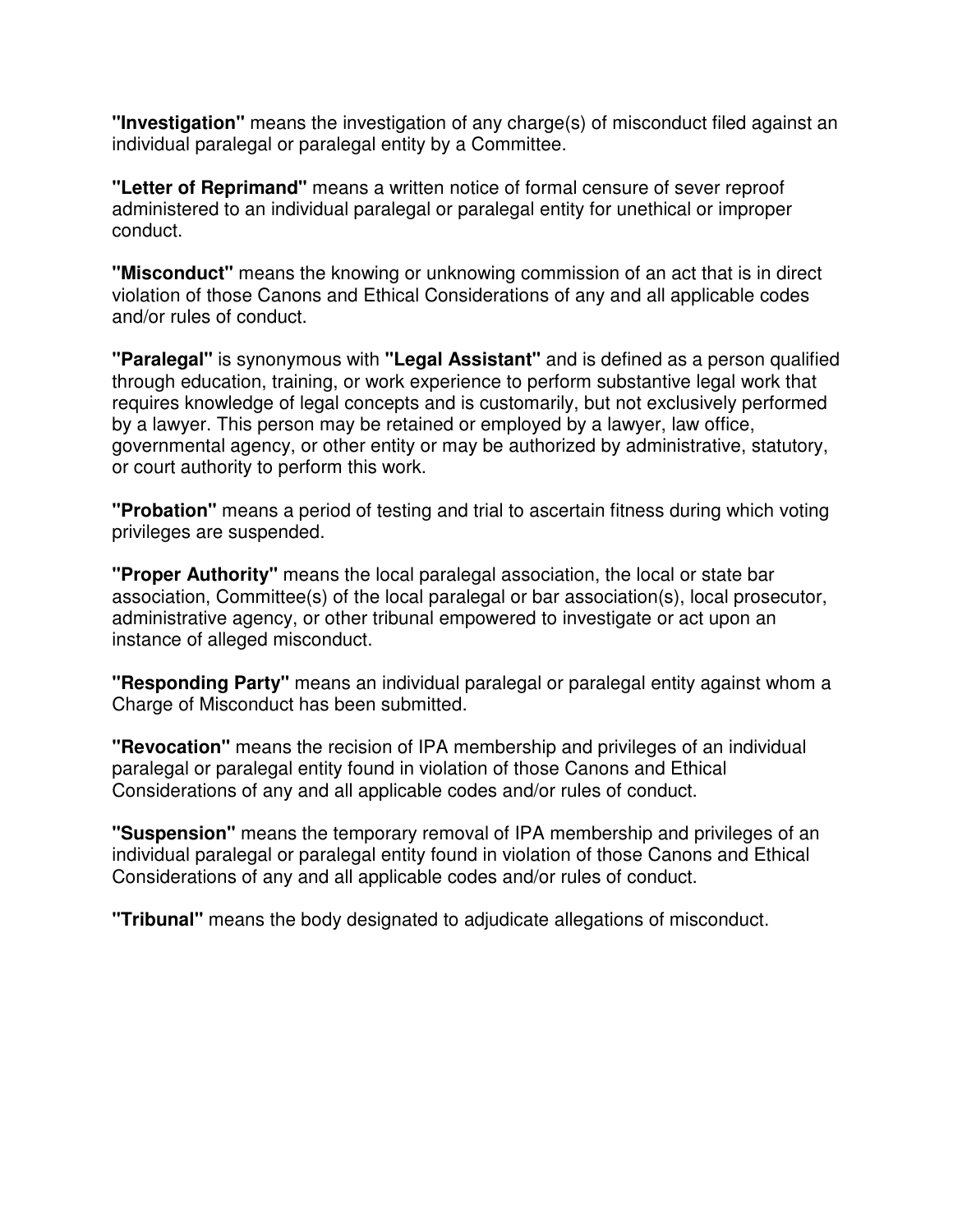**"Investigation"** means the investigation of any charge(s) of misconduct filed against an individual paralegal or paralegal entity by a Committee.

**"Letter of Reprimand"** means a written notice of formal censure of sever reproof administered to an individual paralegal or paralegal entity for unethical or improper conduct.

**"Misconduct"** means the knowing or unknowing commission of an act that is in direct violation of those Canons and Ethical Considerations of any and all applicable codes and/or rules of conduct.

**"Paralegal"** is synonymous with **"Legal Assistant"** and is defined as a person qualified through education, training, or work experience to perform substantive legal work that requires knowledge of legal concepts and is customarily, but not exclusively performed by a lawyer. This person may be retained or employed by a lawyer, law office, governmental agency, or other entity or may be authorized by administrative, statutory, or court authority to perform this work.

**"Probation"** means a period of testing and trial to ascertain fitness during which voting privileges are suspended.

**"Proper Authority"** means the local paralegal association, the local or state bar association, Committee(s) of the local paralegal or bar association(s), local prosecutor, administrative agency, or other tribunal empowered to investigate or act upon an instance of alleged misconduct.

**"Responding Party"** means an individual paralegal or paralegal entity against whom a Charge of Misconduct has been submitted.

**"Revocation"** means the recision of IPA membership and privileges of an individual paralegal or paralegal entity found in violation of those Canons and Ethical Considerations of any and all applicable codes and/or rules of conduct.

**"Suspension"** means the temporary removal of IPA membership and privileges of an individual paralegal or paralegal entity found in violation of those Canons and Ethical Considerations of any and all applicable codes and/or rules of conduct.

**"Tribunal"** means the body designated to adjudicate allegations of misconduct.